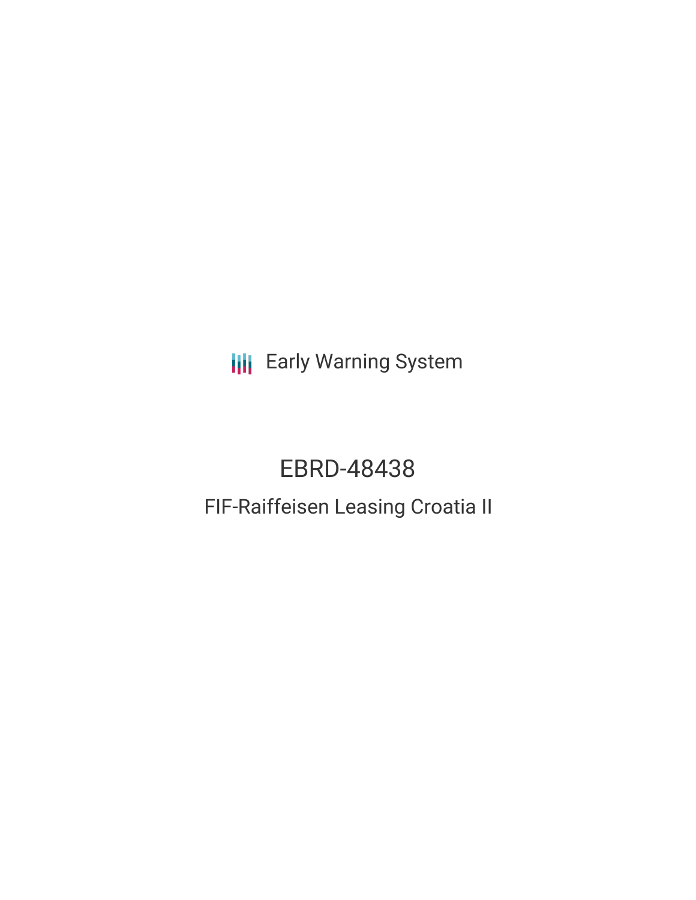Early Warning System

# EBRD-48438

## FIF-Raiffeisen Leasing Croatia II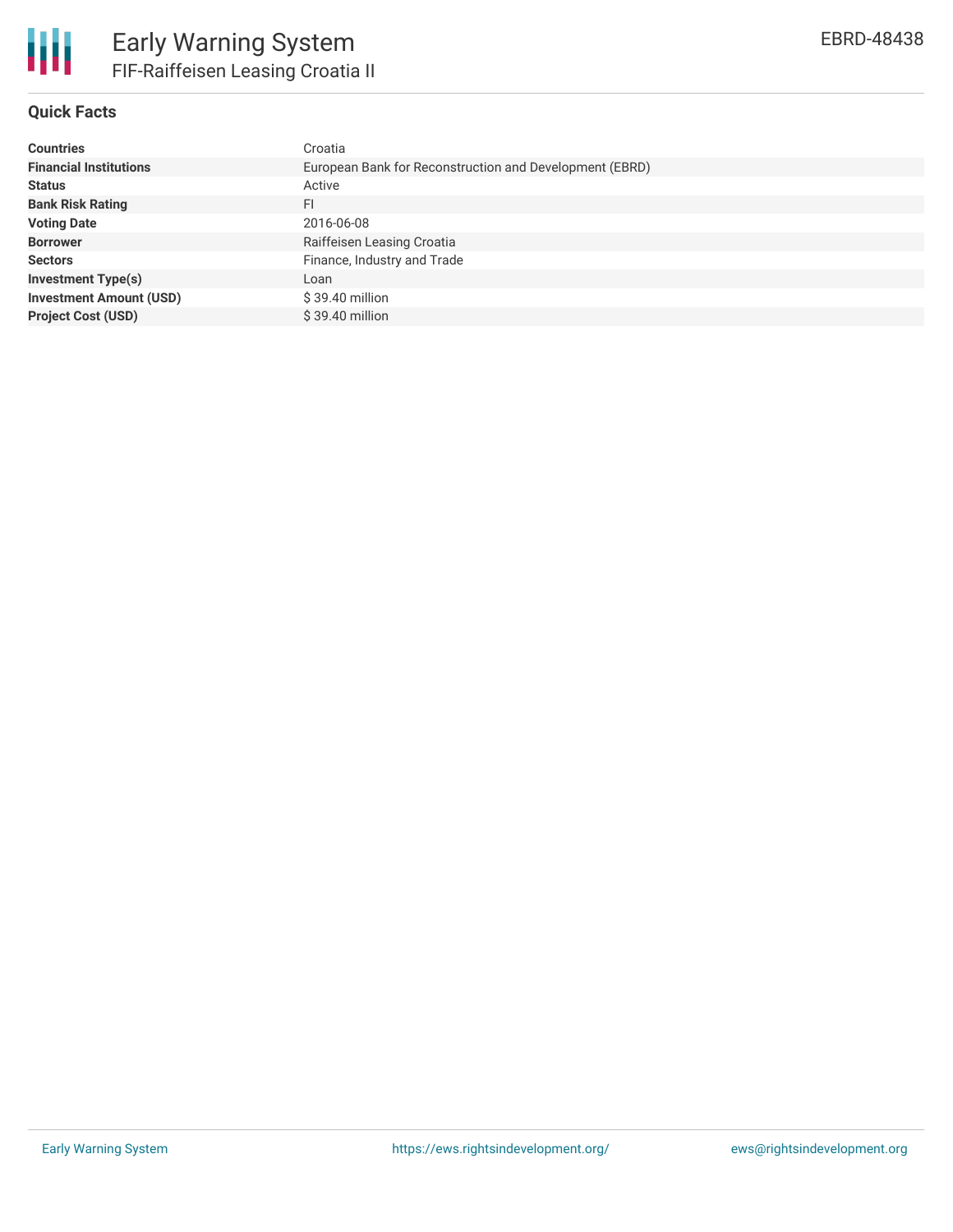## Quick Facts

| | |
|---|---|
| **Countries** | Croatia |
| **Financial Institutions** | European Bank for Reconstruction and Development (EBRD) |
| **Status** | Active |
| **Bank Risk Rating** | FI |
| **Voting Date** | 2016-06-08 |
| **Borrower** | Raiffeisen Leasing Croatia |
| **Sectors** | Finance, Industry and Trade |
| **Investment Type(s)** | Loan |
| **Investment Amount (USD)** | $ 39.40 million |
| **Project Cost (USD)** | $ 39.40 million |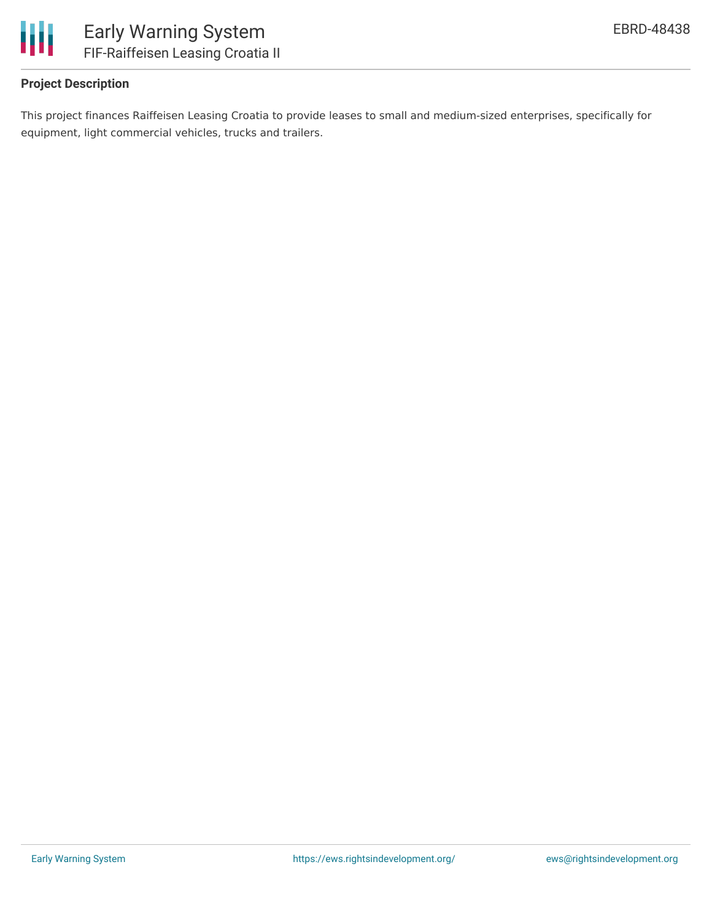## Project Description

This project finances Raiffeisen Leasing Croatia to provide leases to small and medium-sized enterprises, specifically for equipment, light commercial vehicles, trucks and trailers.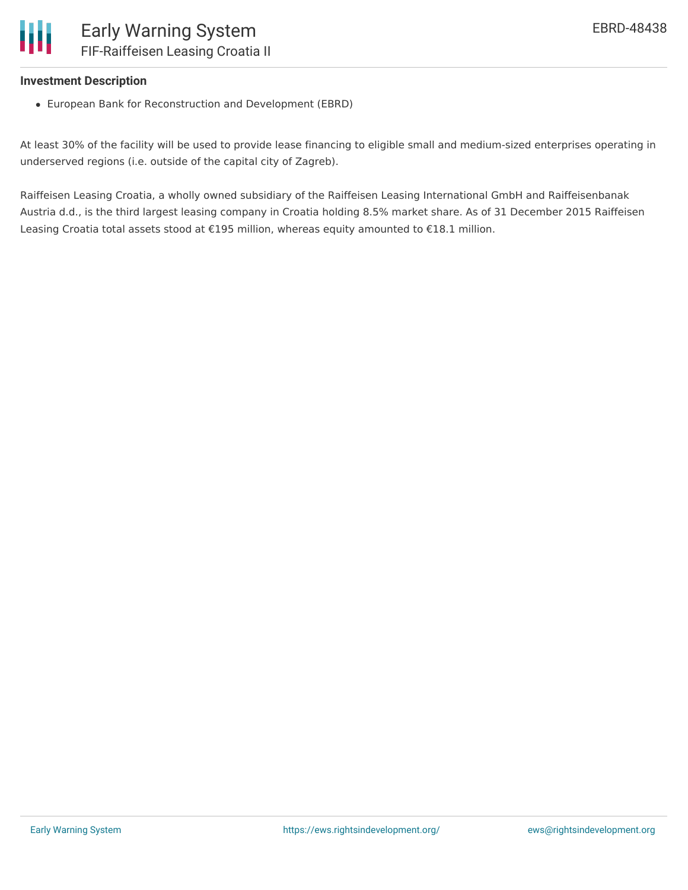**Investment Description**

- European Bank for Reconstruction and Development (EBRD)

At least 30% of the facility will be used to provide lease financing to eligible small and medium-sized enterprises operating in underserved regions (i.e. outside of the capital city of Zagreb).

Raiffeisen Leasing Croatia, a wholly owned subsidiary of the Raiffeisen Leasing International GmbH and Raiffeisenbanak Austria d.d., is the third largest leasing company in Croatia holding 8.5% market share. As of 31 December 2015 Raiffeisen Leasing Croatia total assets stood at €195 million, whereas equity amounted to €18.1 million.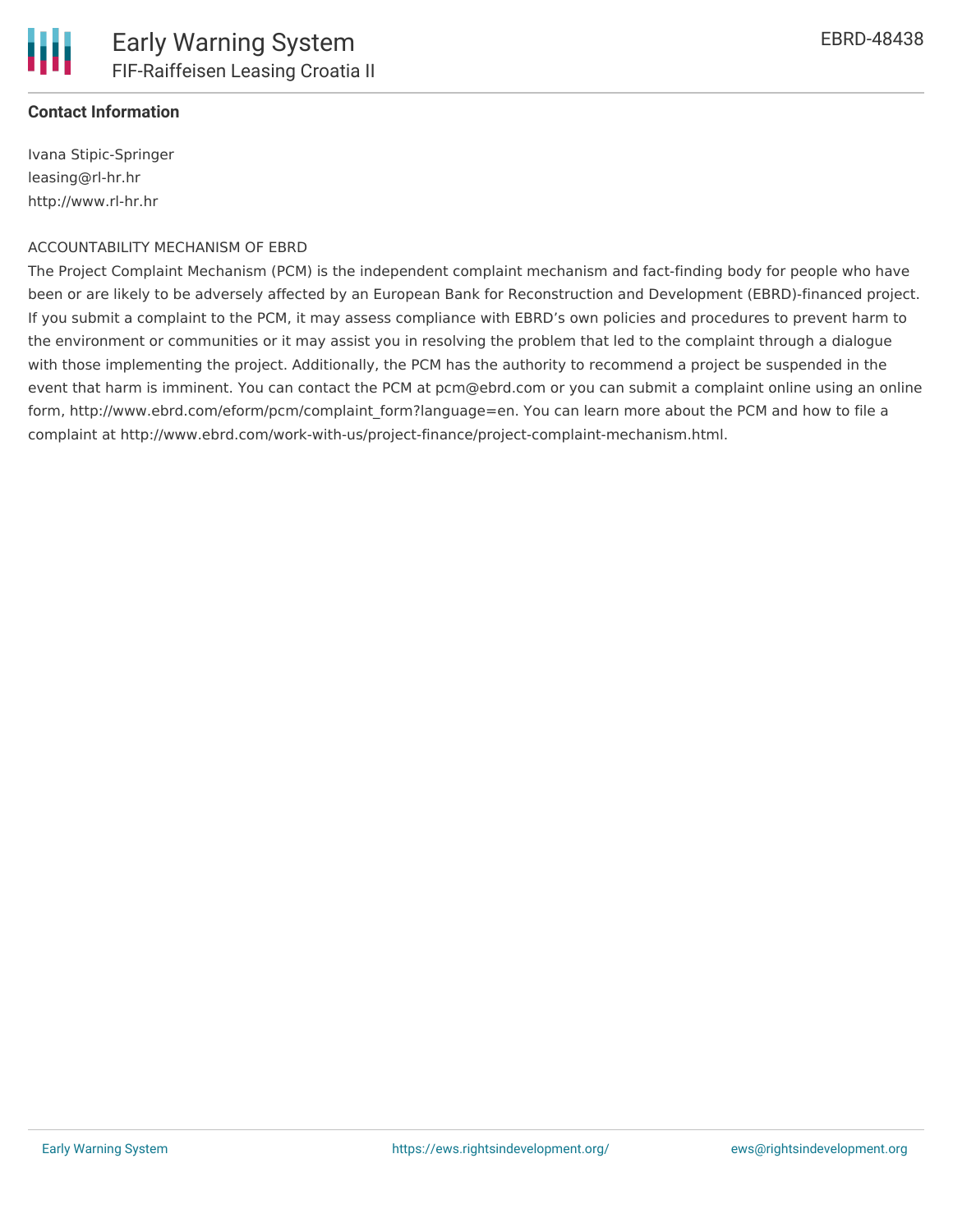**Contact Information**

Ivana Stipic-Springer
leasing@rl-hr.hr
http://www.rl-hr.hr

ACCOUNTABILITY MECHANISM OF EBRD

The Project Complaint Mechanism (PCM) is the independent complaint mechanism and fact-finding body for people who have been or are likely to be adversely affected by an European Bank for Reconstruction and Development (EBRD)-financed project. If you submit a complaint to the PCM, it may assess compliance with EBRD's own policies and procedures to prevent harm to the environment or communities or it may assist you in resolving the problem that led to the complaint through a dialogue with those implementing the project. Additionally, the PCM has the authority to recommend a project be suspended in the event that harm is imminent. You can contact the PCM at pcm@ebrd.com or you can submit a complaint online using an online form, http://www.ebrd.com/eform/pcm/complaint_form?language=en. You can learn more about the PCM and how to file a complaint at http://www.ebrd.com/work-with-us/project-finance/project-complaint-mechanism.html.